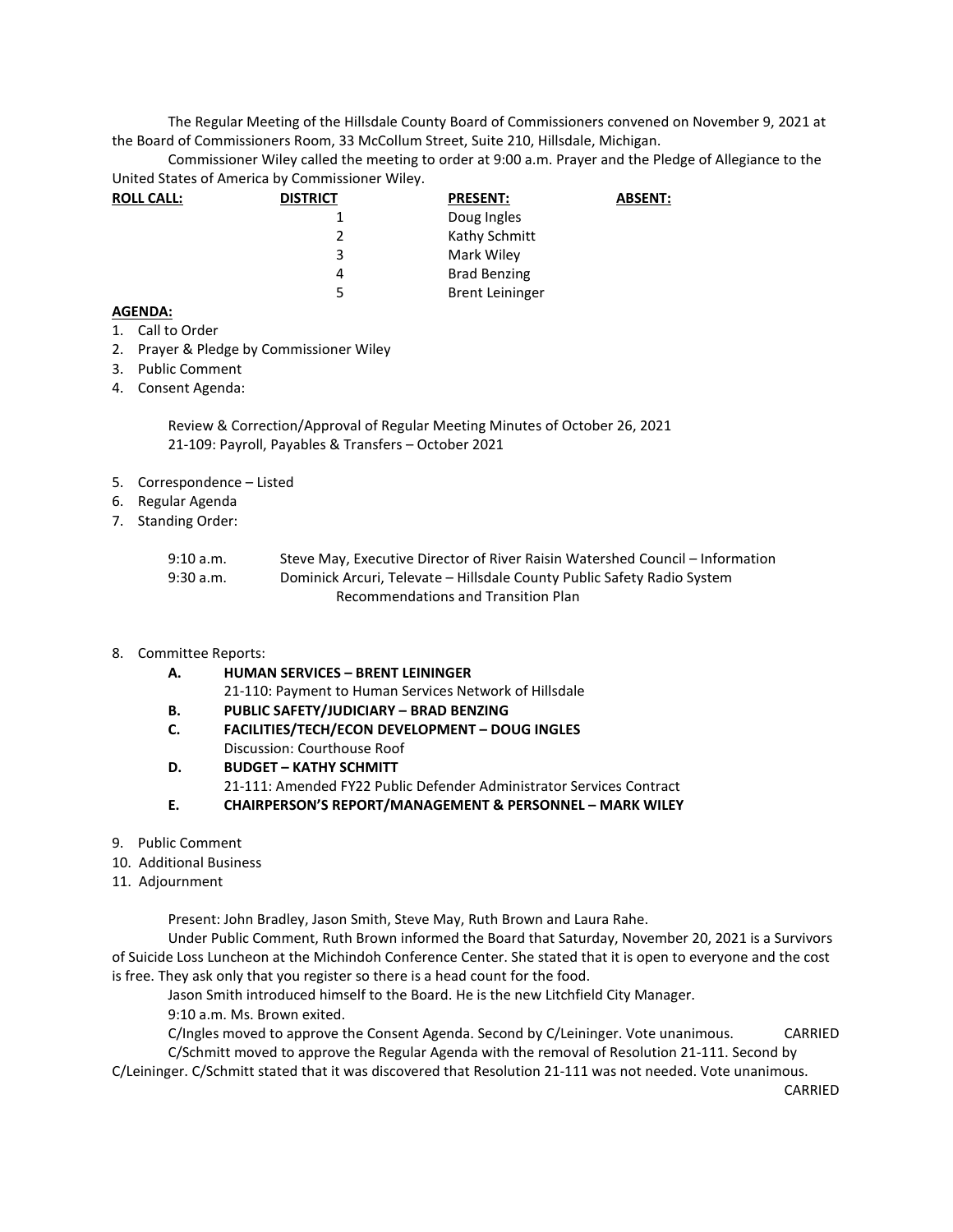The Regular Meeting of the Hillsdale County Board of Commissioners convened on November 9, 2021 at the Board of Commissioners Room, 33 McCollum Street, Suite 210, Hillsdale, Michigan.

Commissioner Wiley called the meeting to order at 9:00 a.m. Prayer and the Pledge of Allegiance to the United States of America by Commissioner Wiley.

| **ROLL CALL:** | **DISTRICT** | **PRESENT:** | **ABSENT:** |
|---|---|---|---|
| | 1 | Doug Ingles | |
| | 2 | Kathy Schmitt | |
| | 3 | Mark Wiley | |
| | 4 | Brad Benzing | |
| | 5 | Brent Leininger | |

**AGENDA:**

1. Call to Order
2. Prayer & Pledge by Commissioner Wiley
3. Public Comment
4. Consent Agenda:

   Review & Correction/Approval of Regular Meeting Minutes of October 26, 2021
   21-109: Payroll, Payables & Transfers – October 2021

5. Correspondence – Listed
6. Regular Agenda
7. Standing Order:

   9:10 a.m. Steve May, Executive Director of River Raisin Watershed Council – Information
   9:30 a.m. Dominick Arcuri, Televate – Hillsdale County Public Safety Radio System Recommendations and Transition Plan

8. Committee Reports:
   - **A. HUMAN SERVICES – BRENT LEININGER**
     21-110: Payment to Human Services Network of Hillsdale
   - **B. PUBLIC SAFETY/JUDICIARY – BRAD BENZING**
   - **C. FACILITIES/TECH/ECON DEVELOPMENT – DOUG INGLES**
     Discussion: Courthouse Roof
   - **D. BUDGET – KATHY SCHMITT**
     21-111: Amended FY22 Public Defender Administrator Services Contract
   - **E. CHAIRPERSON'S REPORT/MANAGEMENT & PERSONNEL – MARK WILEY**
9. Public Comment
10. Additional Business
11. Adjournment

Present: John Bradley, Jason Smith, Steve May, Ruth Brown and Laura Rahe.

Under Public Comment, Ruth Brown informed the Board that Saturday, November 20, 2021 is a Survivors of Suicide Loss Luncheon at the Michindoh Conference Center. She stated that it is open to everyone and the cost is free. They ask only that you register so there is a head count for the food.

Jason Smith introduced himself to the Board. He is the new Litchfield City Manager.

9:10 a.m. Ms. Brown exited.

C/Ingles moved to approve the Consent Agenda. Second by C/Leininger. Vote unanimous. CARRIED

C/Schmitt moved to approve the Regular Agenda with the removal of Resolution 21-111. Second by C/Leininger. C/Schmitt stated that it was discovered that Resolution 21-111 was not needed. Vote unanimous. CARRIED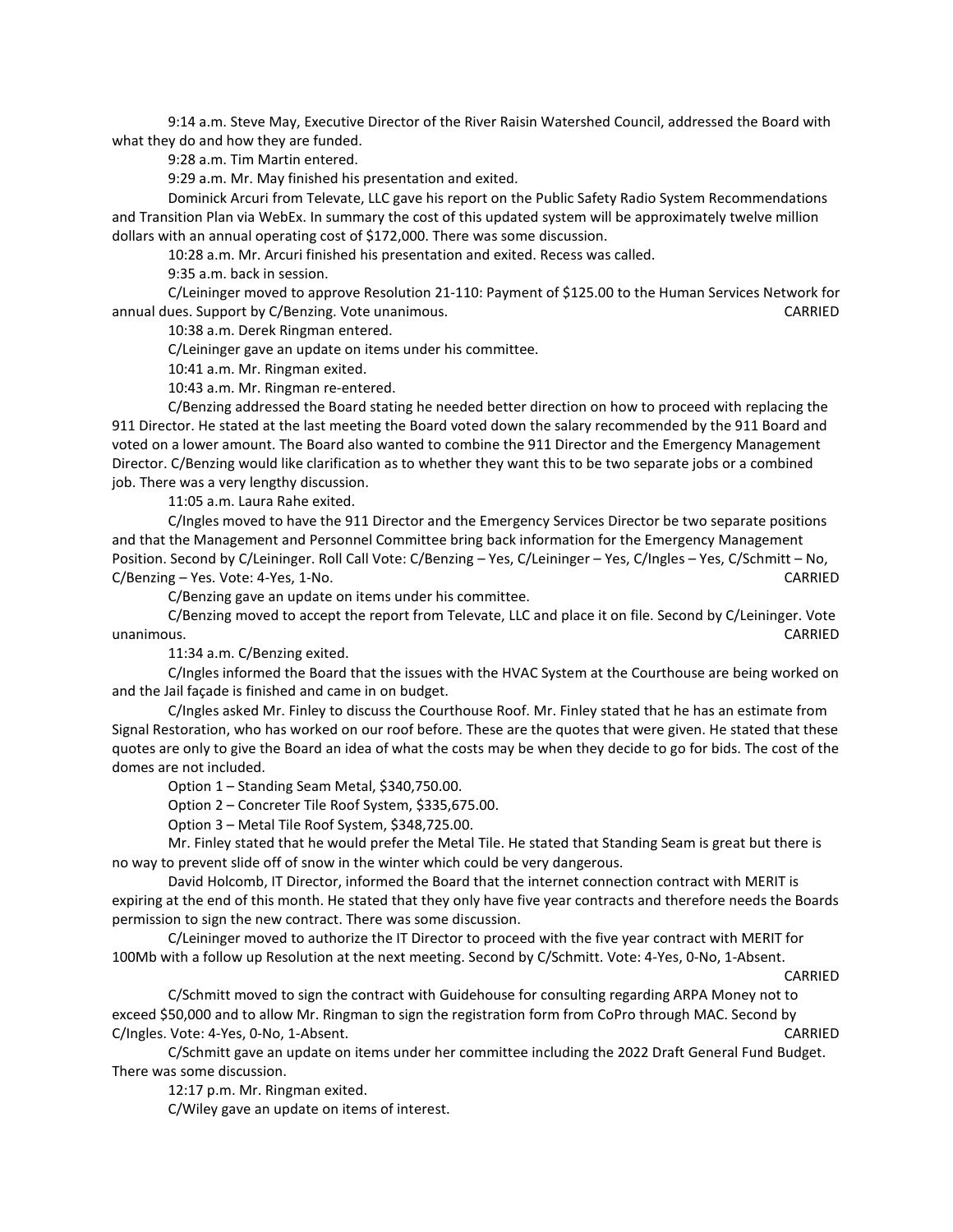9:14 a.m. Steve May, Executive Director of the River Raisin Watershed Council, addressed the Board with what they do and how they are funded.

9:28 a.m. Tim Martin entered.

9:29 a.m. Mr. May finished his presentation and exited.

Dominick Arcuri from Televate, LLC gave his report on the Public Safety Radio System Recommendations and Transition Plan via WebEx. In summary the cost of this updated system will be approximately twelve million dollars with an annual operating cost of $172,000. There was some discussion.

10:28 a.m. Mr. Arcuri finished his presentation and exited. Recess was called.

9:35 a.m. back in session.

C/Leininger moved to approve Resolution 21-110: Payment of $125.00 to the Human Services Network for annual dues. Support by C/Benzing. Vote unanimous. CARRIED

10:38 a.m. Derek Ringman entered.

C/Leininger gave an update on items under his committee.

10:41 a.m. Mr. Ringman exited.

10:43 a.m. Mr. Ringman re-entered.

C/Benzing addressed the Board stating he needed better direction on how to proceed with replacing the 911 Director. He stated at the last meeting the Board voted down the salary recommended by the 911 Board and voted on a lower amount. The Board also wanted to combine the 911 Director and the Emergency Management Director. C/Benzing would like clarification as to whether they want this to be two separate jobs or a combined job. There was a very lengthy discussion.

11:05 a.m. Laura Rahe exited.

C/Ingles moved to have the 911 Director and the Emergency Services Director be two separate positions and that the Management and Personnel Committee bring back information for the Emergency Management Position. Second by C/Leininger. Roll Call Vote: C/Benzing – Yes, C/Leininger – Yes, C/Ingles – Yes, C/Schmitt – No, C/Benzing – Yes. Vote: 4-Yes, 1-No. CARRIED

C/Benzing gave an update on items under his committee.

C/Benzing moved to accept the report from Televate, LLC and place it on file. Second by C/Leininger. Vote unanimous. CARRIED

11:34 a.m. C/Benzing exited.

C/Ingles informed the Board that the issues with the HVAC System at the Courthouse are being worked on and the Jail façade is finished and came in on budget.

C/Ingles asked Mr. Finley to discuss the Courthouse Roof. Mr. Finley stated that he has an estimate from Signal Restoration, who has worked on our roof before. These are the quotes that were given. He stated that these quotes are only to give the Board an idea of what the costs may be when they decide to go for bids. The cost of the domes are not included.

Option 1 – Standing Seam Metal, $340,750.00.

Option 2 – Concreter Tile Roof System, $335,675.00.

Option 3 – Metal Tile Roof System, $348,725.00.

Mr. Finley stated that he would prefer the Metal Tile. He stated that Standing Seam is great but there is no way to prevent slide off of snow in the winter which could be very dangerous.

David Holcomb, IT Director, informed the Board that the internet connection contract with MERIT is expiring at the end of this month. He stated that they only have five year contracts and therefore needs the Boards permission to sign the new contract. There was some discussion.

C/Leininger moved to authorize the IT Director to proceed with the five year contract with MERIT for 100Mb with a follow up Resolution at the next meeting. Second by C/Schmitt. Vote: 4-Yes, 0-No, 1-Absent. CARRIED

C/Schmitt moved to sign the contract with Guidehouse for consulting regarding ARPA Money not to exceed $50,000 and to allow Mr. Ringman to sign the registration form from CoPro through MAC. Second by C/Ingles. Vote: 4-Yes, 0-No, 1-Absent. CARRIED

C/Schmitt gave an update on items under her committee including the 2022 Draft General Fund Budget. There was some discussion.

12:17 p.m. Mr. Ringman exited.

C/Wiley gave an update on items of interest.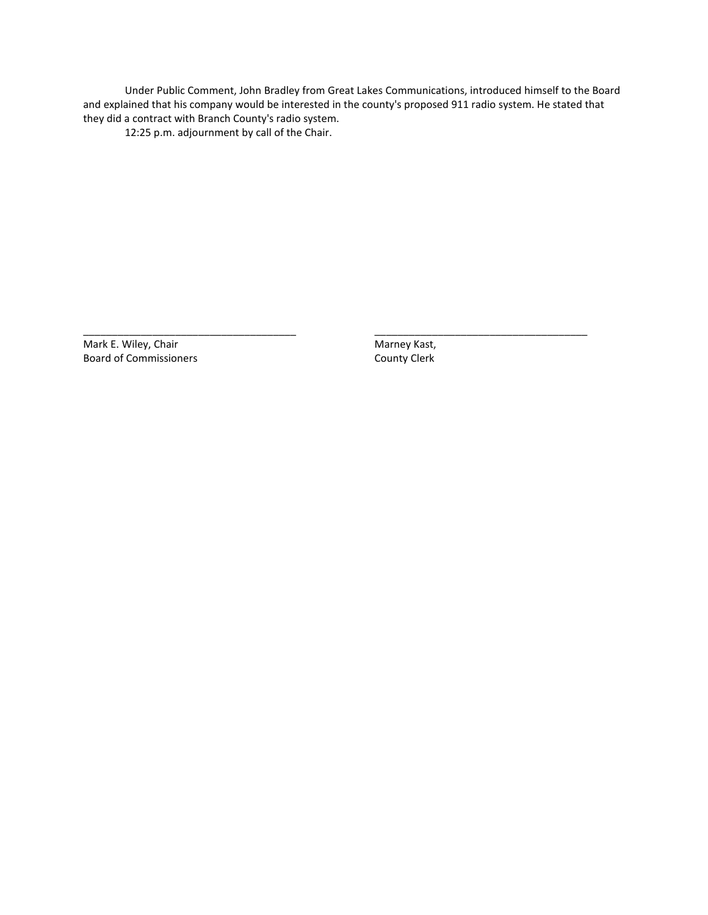Under Public Comment, John Bradley from Great Lakes Communications, introduced himself to the Board and explained that his company would be interested in the county's proposed 911 radio system. He stated that they did a contract with Branch County's radio system.

12:25 p.m. adjournment by call of the Chair.

_____________________________________
Mark E. Wiley, Chair
Board of Commissioners

_____________________________________
Marney Kast,
County Clerk